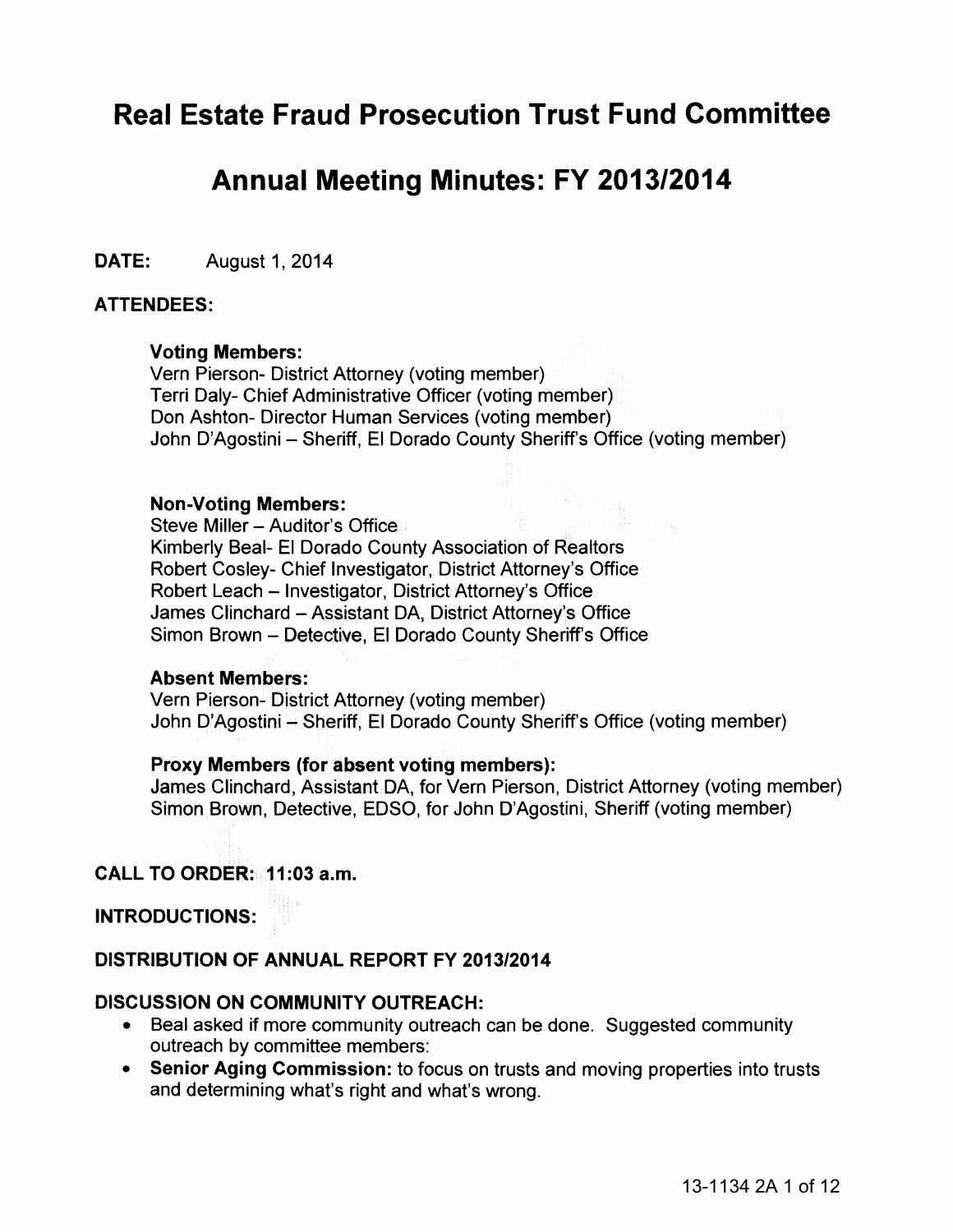# Real Estate Fraud Prosecution Trust Fund Committee

# Annual Meeting Minutes: FY 2013/2014

**DATE:** August 1, 2014

**ATTENDEES:**

**Voting Members:**
Vern Pierson- District Attorney (voting member)
Terri Daly- Chief Administrative Officer (voting member)
Don Ashton- Director Human Services (voting member)
John D'Agostini – Sheriff, El Dorado County Sheriff's Office (voting member)

**Non-Voting Members:**
Steve Miller – Auditor's Office
Kimberly Beal- El Dorado County Association of Realtors
Robert Cosley- Chief Investigator, District Attorney's Office
Robert Leach – Investigator, District Attorney's Office
James Clinchard – Assistant DA, District Attorney's Office
Simon Brown – Detective, El Dorado County Sheriff's Office

**Absent Members:**
Vern Pierson- District Attorney (voting member)
John D'Agostini – Sheriff, El Dorado County Sheriff's Office (voting member)

**Proxy Members (for absent voting members):**
James Clinchard, Assistant DA, for Vern Pierson, District Attorney (voting member)
Simon Brown, Detective, EDSO, for John D'Agostini, Sheriff (voting member)

**CALL TO ORDER: 11:03 a.m.**

**INTRODUCTIONS:**

**DISTRIBUTION OF ANNUAL REPORT FY 2013/2014**

**DISCUSSION ON COMMUNITY OUTREACH:**

- Beal asked if more community outreach can be done. Suggested community outreach by committee members:
- **Senior Aging Commission:** to focus on trusts and moving properties into trusts and determining what's right and what's wrong.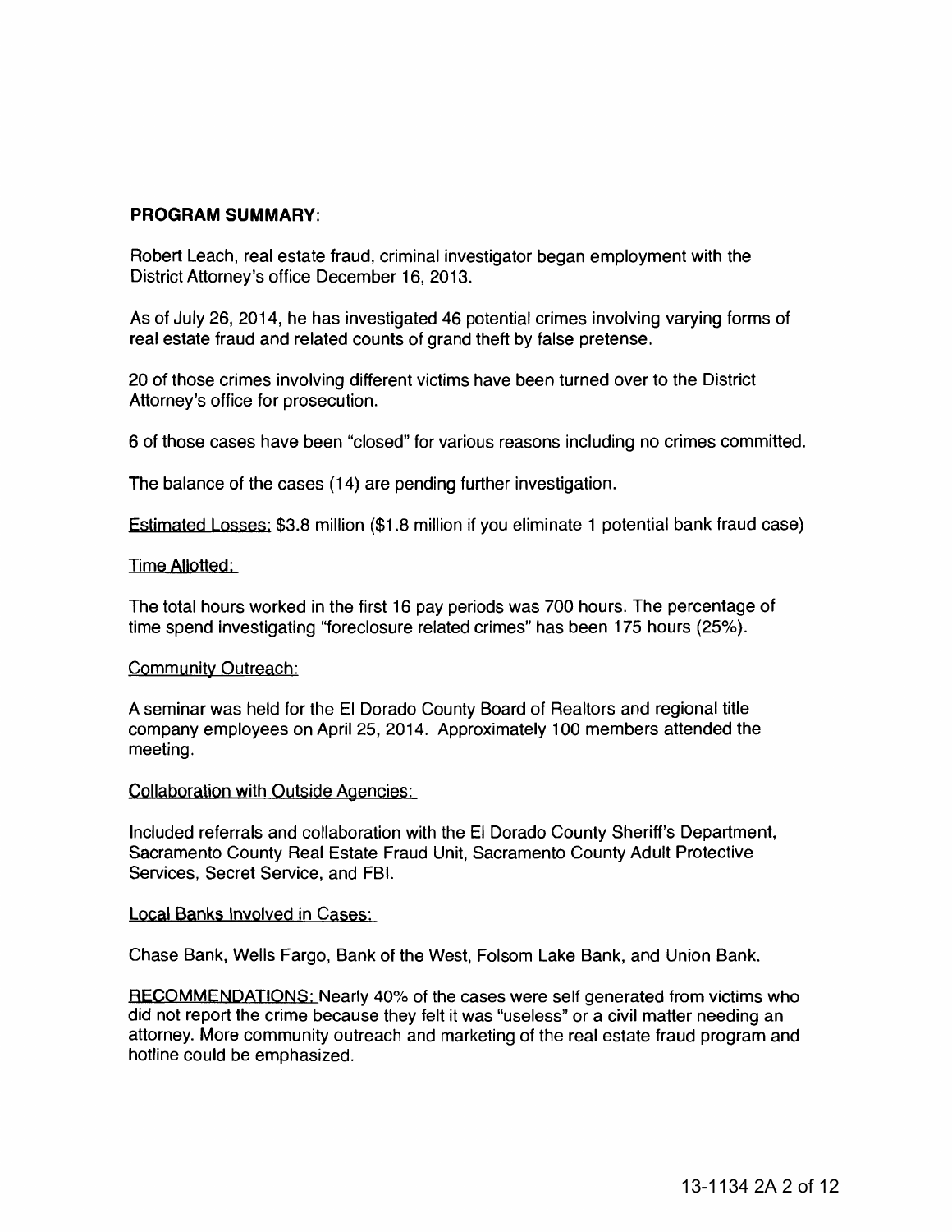## PROGRAM SUMMARY:

Robert Leach, real estate fraud, criminal investigator began employment with the District Attorney's office December 16, 2013.

As of July 26, 2014, he has investigated 46 potential crimes involving varying forms of real estate fraud and related counts of grand theft by false pretense.

20 of those crimes involving different victims have been turned over to the District Attorney's office for prosecution.

6 of those cases have been "closed" for various reasons including no crimes committed.

The balance of the cases (14) are pending further investigation.

Estimated Losses: $3.8 million ($1.8 million if you eliminate 1 potential bank fraud case)

Time Allotted:

The total hours worked in the first 16 pay periods was 700 hours. The percentage of time spend investigating "foreclosure related crimes" has been 175 hours (25%).

Community Outreach:

A seminar was held for the El Dorado County Board of Realtors and regional title company employees on April 25, 2014. Approximately 100 members attended the meeting.

Collaboration with Outside Agencies:

Included referrals and collaboration with the El Dorado County Sheriff's Department, Sacramento County Real Estate Fraud Unit, Sacramento County Adult Protective Services, Secret Service, and FBI.

Local Banks Involved in Cases:

Chase Bank, Wells Fargo, Bank of the West, Folsom Lake Bank, and Union Bank.

RECOMMENDATIONS: Nearly 40% of the cases were self generated from victims who did not report the crime because they felt it was "useless" or a civil matter needing an attorney. More community outreach and marketing of the real estate fraud program and hotline could be emphasized.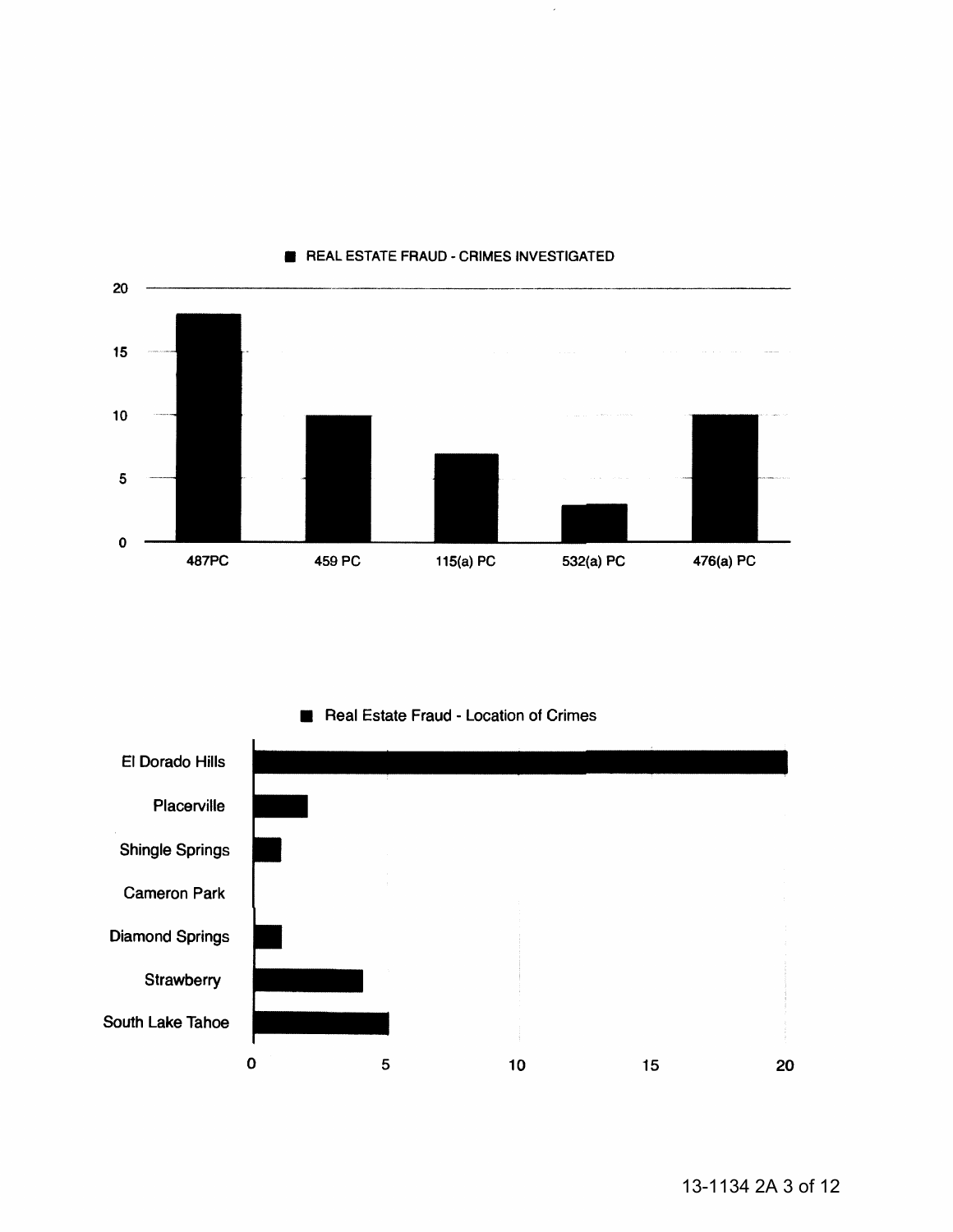## REAL ESTATE FRAUD - CRIMES INVESTIGATED

| Crime | Count |
|---|---|
| 487PC | 18 |
| 459 PC | 10 |
| 115(a) PC | 7 |
| 532(a) PC | 3 |
| 476(a) PC | 10 |

## Real Estate Fraud - Location of Crimes

| Location | Count |
|---|---|
| El Dorado Hills | 20 |
| Placerville | 2 |
| Shingle Springs | 1 |
| Cameron Park | 0 |
| Diamond Springs | 1 |
| Strawberry | 4 |
| South Lake Tahoe | 5 |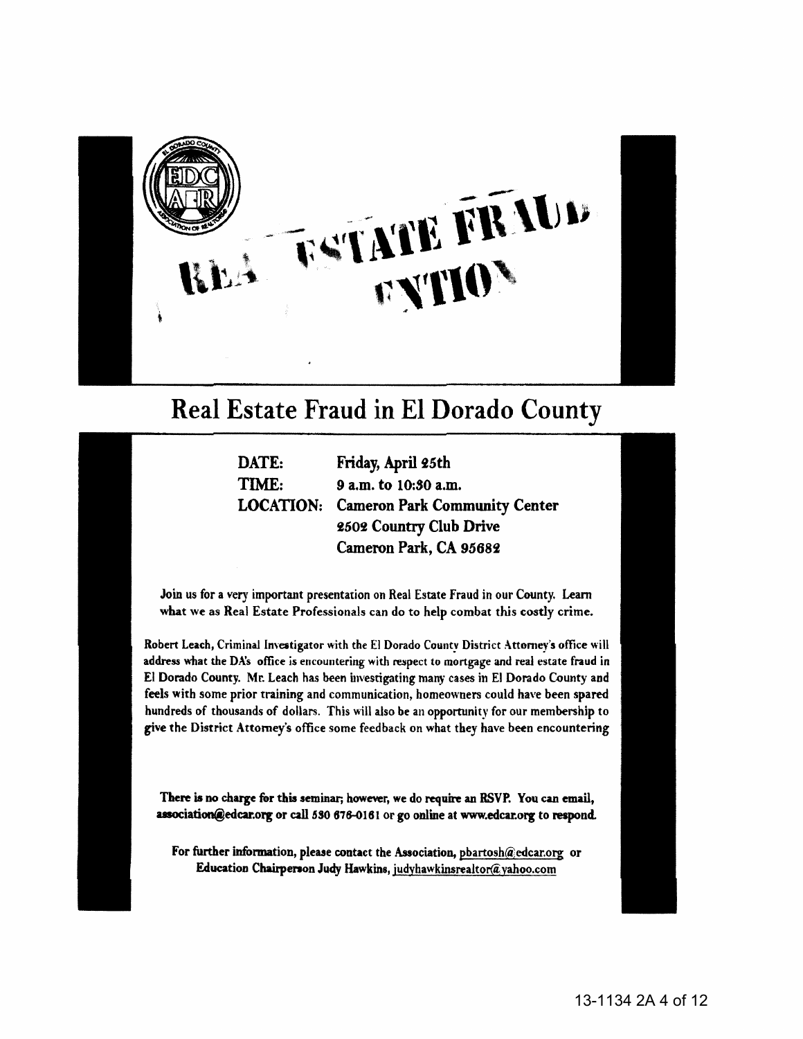# Real Estate Fraud in El Dorado County

**DATE:** Friday, April 25th
**TIME:** 9 a.m. to 10:30 a.m.
**LOCATION:** Cameron Park Community Center
2502 Country Club Drive
Cameron Park, CA 95682

**Join us for a very important presentation on Real Estate Fraud in our County. Learn what we as Real Estate Professionals can do to help combat this costly crime.**

**Robert Leach, Criminal Investigator with the El Dorado County District Attorney's office will address what the DA's office is encountering with respect to mortgage and real estate fraud in El Dorado County. Mr. Leach has been investigating many cases in El Dorado County and feels with some prior training and communication, homeowners could have been spared hundreds of thousands of dollars. This will also be an opportunity for our membership to give the District Attorney's office some feedback on what they have been encountering**

**There is no charge for this seminar; however, we do require an RSVP. You can email, association@edcar.org or call 530 676-0161 or go online at www.edcar.org to respond.**

**For further information, please contact the Association, pbartosh@edcar.org or Education Chairperson Judy Hawkins, judyhawkinsrealtor@yahoo.com**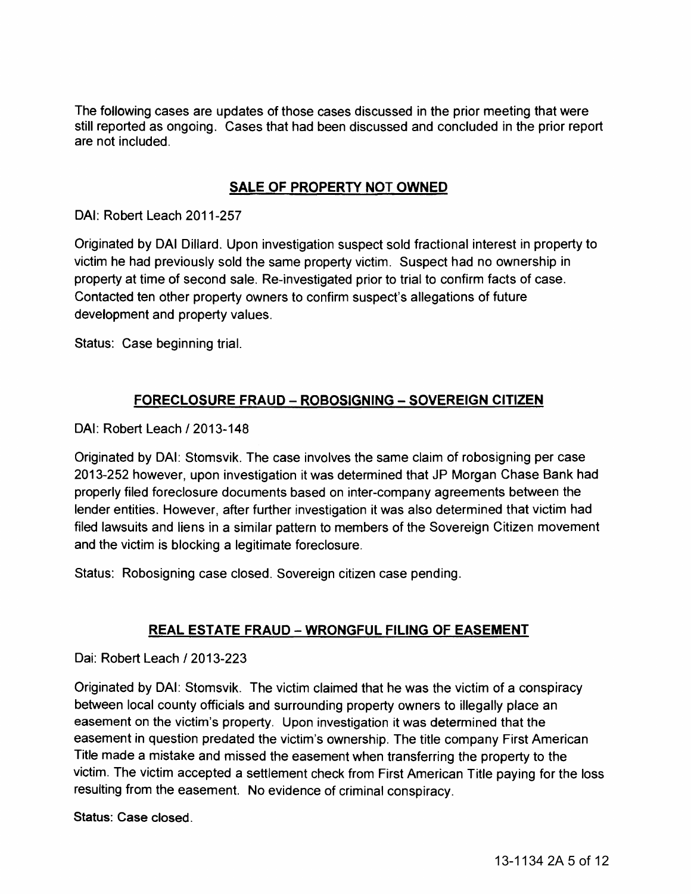The following cases are updates of those cases discussed in the prior meeting that were still reported as ongoing. Cases that had been discussed and concluded in the prior report are not included.

## SALE OF PROPERTY NOT OWNED

DAI: Robert Leach 2011-257

Originated by DAI Dillard. Upon investigation suspect sold fractional interest in property to victim he had previously sold the same property victim. Suspect had no ownership in property at time of second sale. Re-investigated prior to trial to confirm facts of case. Contacted ten other property owners to confirm suspect's allegations of future development and property values.

Status: Case beginning trial.

## FORECLOSURE FRAUD – ROBOSIGNING – SOVEREIGN CITIZEN

DAI: Robert Leach / 2013-148

Originated by DAI: Stomsvik. The case involves the same claim of robosigning per case 2013-252 however, upon investigation it was determined that JP Morgan Chase Bank had properly filed foreclosure documents based on inter-company agreements between the lender entities. However, after further investigation it was also determined that victim had filed lawsuits and liens in a similar pattern to members of the Sovereign Citizen movement and the victim is blocking a legitimate foreclosure.

Status: Robosigning case closed. Sovereign citizen case pending.

## REAL ESTATE FRAUD – WRONGFUL FILING OF EASEMENT

Dai: Robert Leach / 2013-223

Originated by DAI: Stomsvik. The victim claimed that he was the victim of a conspiracy between local county officials and surrounding property owners to illegally place an easement on the victim's property. Upon investigation it was determined that the easement in question predated the victim's ownership. The title company First American Title made a mistake and missed the easement when transferring the property to the victim. The victim accepted a settlement check from First American Title paying for the loss resulting from the easement. No evidence of criminal conspiracy.

Status: Case closed.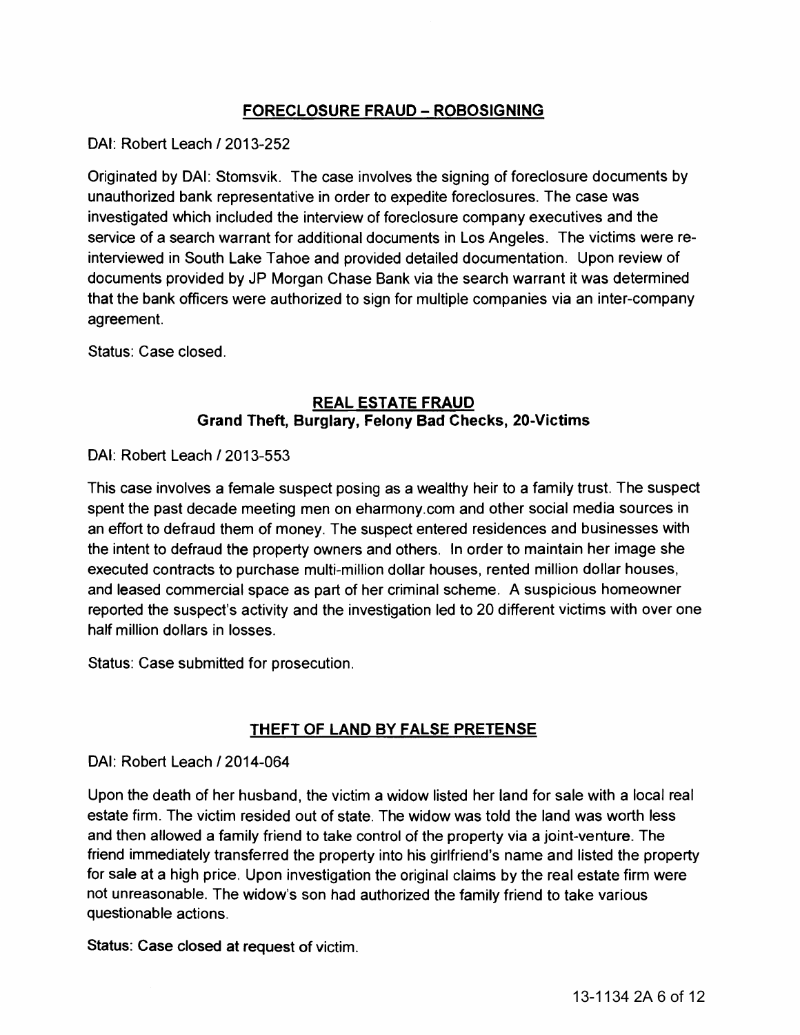## FORECLOSURE FRAUD – ROBOSIGNING

DAI: Robert Leach / 2013-252

Originated by DAI: Stomsvik. The case involves the signing of foreclosure documents by unauthorized bank representative in order to expedite foreclosures. The case was investigated which included the interview of foreclosure company executives and the service of a search warrant for additional documents in Los Angeles. The victims were re-interviewed in South Lake Tahoe and provided detailed documentation. Upon review of documents provided by JP Morgan Chase Bank via the search warrant it was determined that the bank officers were authorized to sign for multiple companies via an inter-company agreement.

Status: Case closed.

## REAL ESTATE FRAUD
### Grand Theft, Burglary, Felony Bad Checks, 20-Victims

DAI: Robert Leach / 2013-553

This case involves a female suspect posing as a wealthy heir to a family trust. The suspect spent the past decade meeting men on eharmony.com and other social media sources in an effort to defraud them of money. The suspect entered residences and businesses with the intent to defraud the property owners and others. In order to maintain her image she executed contracts to purchase multi-million dollar houses, rented million dollar houses, and leased commercial space as part of her criminal scheme. A suspicious homeowner reported the suspect's activity and the investigation led to 20 different victims with over one half million dollars in losses.

Status: Case submitted for prosecution.

## THEFT OF LAND BY FALSE PRETENSE

DAI: Robert Leach / 2014-064

Upon the death of her husband, the victim a widow listed her land for sale with a local real estate firm. The victim resided out of state. The widow was told the land was worth less and then allowed a family friend to take control of the property via a joint-venture. The friend immediately transferred the property into his girlfriend's name and listed the property for sale at a high price. Upon investigation the original claims by the real estate firm were not unreasonable. The widow's son had authorized the family friend to take various questionable actions.

Status: Case closed at request of victim.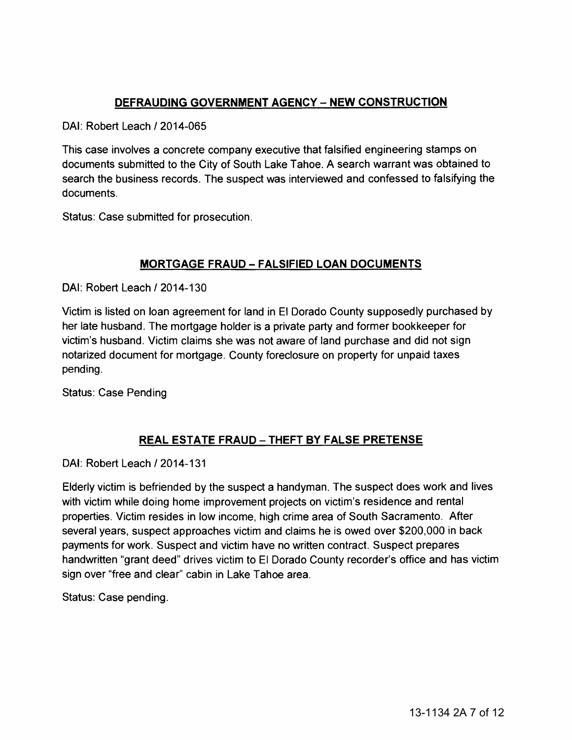## DEFRAUDING GOVERNMENT AGENCY – NEW CONSTRUCTION

DAI: Robert Leach / 2014-065

This case involves a concrete company executive that falsified engineering stamps on documents submitted to the City of South Lake Tahoe. A search warrant was obtained to search the business records. The suspect was interviewed and confessed to falsifying the documents.

Status: Case submitted for prosecution.

## MORTGAGE FRAUD – FALSIFIED LOAN DOCUMENTS

DAI: Robert Leach / 2014-130

Victim is listed on loan agreement for land in El Dorado County supposedly purchased by her late husband. The mortgage holder is a private party and former bookkeeper for victim's husband. Victim claims she was not aware of land purchase and did not sign notarized document for mortgage. County foreclosure on property for unpaid taxes pending.

Status: Case Pending

## REAL ESTATE FRAUD – THEFT BY FALSE PRETENSE

DAI: Robert Leach / 2014-131

Elderly victim is befriended by the suspect a handyman. The suspect does work and lives with victim while doing home improvement projects on victim's residence and rental properties. Victim resides in low income, high crime area of South Sacramento. After several years, suspect approaches victim and claims he is owed over $200,000 in back payments for work. Suspect and victim have no written contract. Suspect prepares handwritten "grant deed" drives victim to El Dorado County recorder's office and has victim sign over "free and clear" cabin in Lake Tahoe area.

Status: Case pending.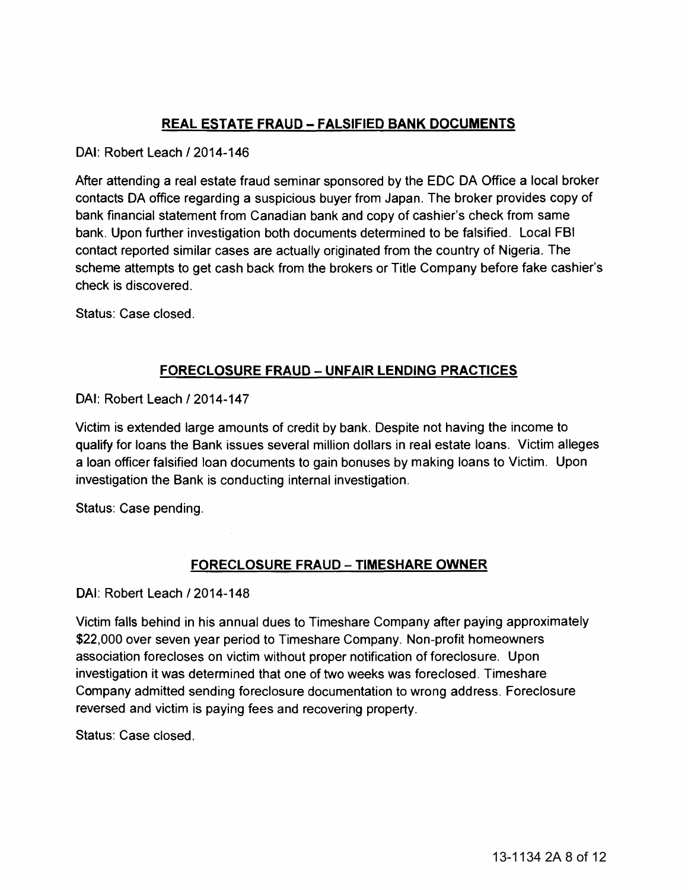## REAL ESTATE FRAUD – FALSIFIED BANK DOCUMENTS

DAI: Robert Leach / 2014-146

After attending a real estate fraud seminar sponsored by the EDC DA Office a local broker contacts DA office regarding a suspicious buyer from Japan. The broker provides copy of bank financial statement from Canadian bank and copy of cashier's check from same bank. Upon further investigation both documents determined to be falsified. Local FBI contact reported similar cases are actually originated from the country of Nigeria. The scheme attempts to get cash back from the brokers or Title Company before fake cashier's check is discovered.

Status: Case closed.

## FORECLOSURE FRAUD – UNFAIR LENDING PRACTICES

DAI: Robert Leach / 2014-147

Victim is extended large amounts of credit by bank. Despite not having the income to qualify for loans the Bank issues several million dollars in real estate loans. Victim alleges a loan officer falsified loan documents to gain bonuses by making loans to Victim. Upon investigation the Bank is conducting internal investigation.

Status: Case pending.

## FORECLOSURE FRAUD – TIMESHARE OWNER

DAI: Robert Leach / 2014-148

Victim falls behind in his annual dues to Timeshare Company after paying approximately $22,000 over seven year period to Timeshare Company. Non-profit homeowners association forecloses on victim without proper notification of foreclosure. Upon investigation it was determined that one of two weeks was foreclosed. Timeshare Company admitted sending foreclosure documentation to wrong address. Foreclosure reversed and victim is paying fees and recovering property.

Status: Case closed.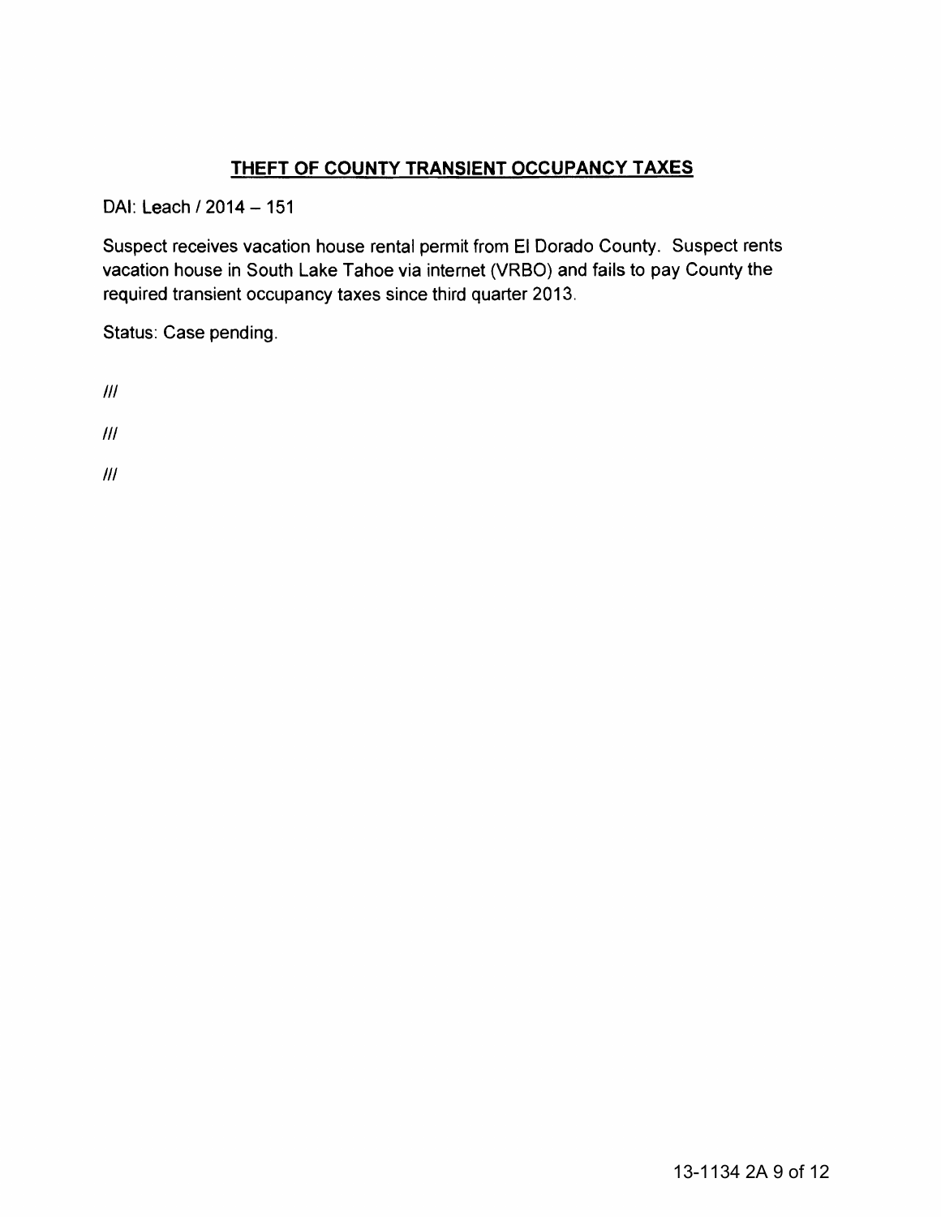## **THEFT OF COUNTY TRANSIENT OCCUPANCY TAXES**

DAI: Leach / 2014 – 151

Suspect receives vacation house rental permit from El Dorado County. Suspect rents vacation house in South Lake Tahoe via internet (VRBO) and fails to pay County the required transient occupancy taxes since third quarter 2013.

Status: Case pending.

///

///

///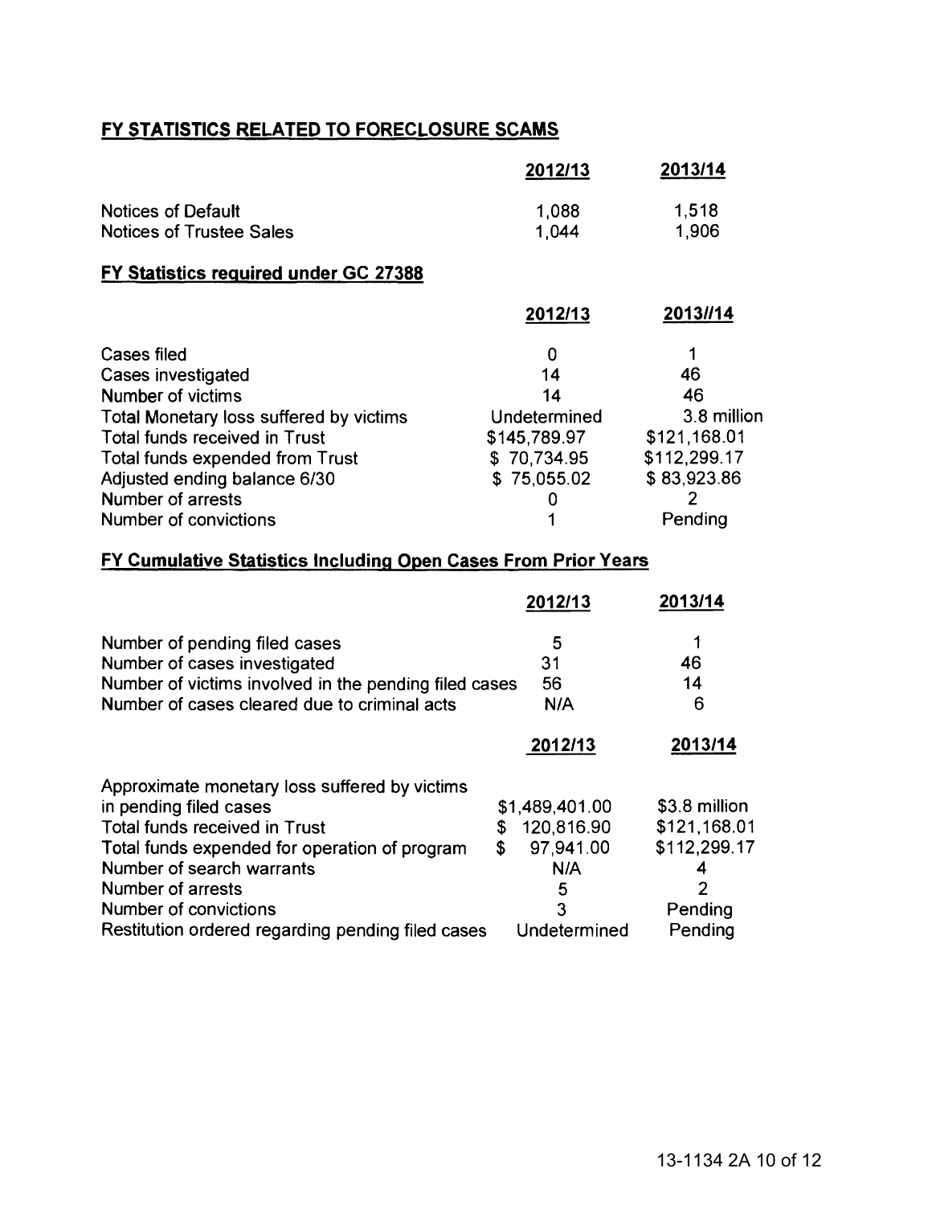## FY STATISTICS RELATED TO FORECLOSURE SCAMS

| | 2012/13 | 2013/14 |
|---|---|---|
| Notices of Default | 1,088 | 1,518 |
| Notices of Trustee Sales | 1,044 | 1,906 |

## FY Statistics required under GC 27388

| | 2012/13 | 2013//14 |
|---|---|---|
| Cases filed | 0 | 1 |
| Cases investigated | 14 | 46 |
| Number of victims | 14 | 46 |
| Total Monetary loss suffered by victims | Undetermined | 3.8 million |
| Total funds received in Trust | $145,789.97 | $121,168.01 |
| Total funds expended from Trust | $ 70,734.95 | $112,299.17 |
| Adjusted ending balance 6/30 | $ 75,055.02 | $ 83,923.86 |
| Number of arrests | 0 | 2 |
| Number of convictions | 1 | Pending |

## FY Cumulative Statistics Including Open Cases From Prior Years

| | 2012/13 | 2013/14 |
|---|---|---|
| Number of pending filed cases | 5 | 1 |
| Number of cases investigated | 31 | 46 |
| Number of victims involved in the pending filed cases | 56 | 14 |
| Number of cases cleared due to criminal acts | N/A | 6 |

| | 2012/13 | 2013/14 |
|---|---|---|
| Approximate monetary loss suffered by victims in pending filed cases | $1,489,401.00 | $3.8 million |
| Total funds received in Trust | $ 120,816.90 | $121,168.01 |
| Total funds expended for operation of program | $ 97,941.00 | $112,299.17 |
| Number of search warrants | N/A | 4 |
| Number of arrests | 5 | 2 |
| Number of convictions | 3 | Pending |
| Restitution ordered regarding pending filed cases | Undetermined | Pending |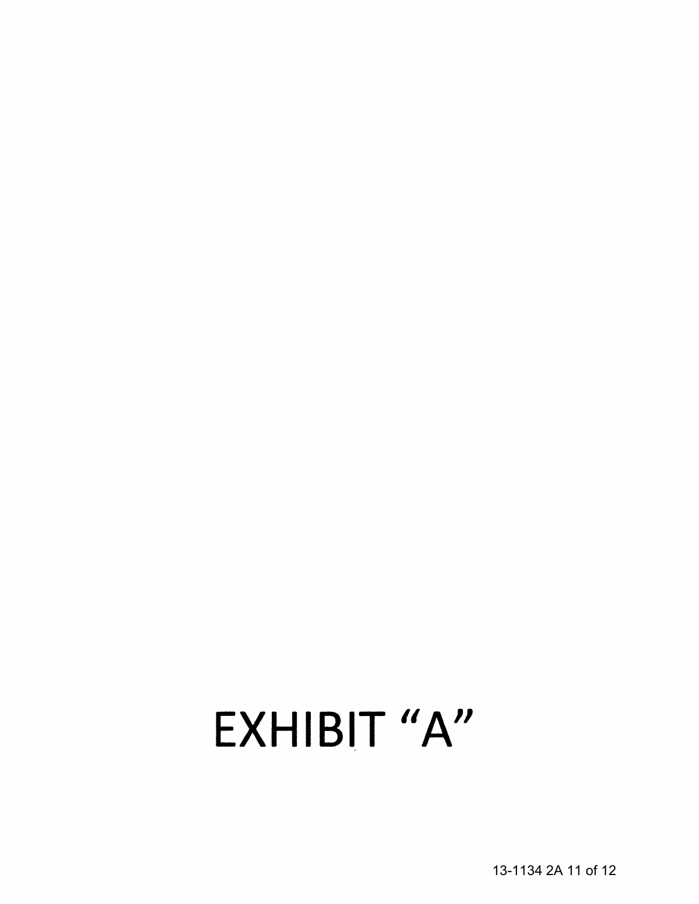# EXHIBIT "A"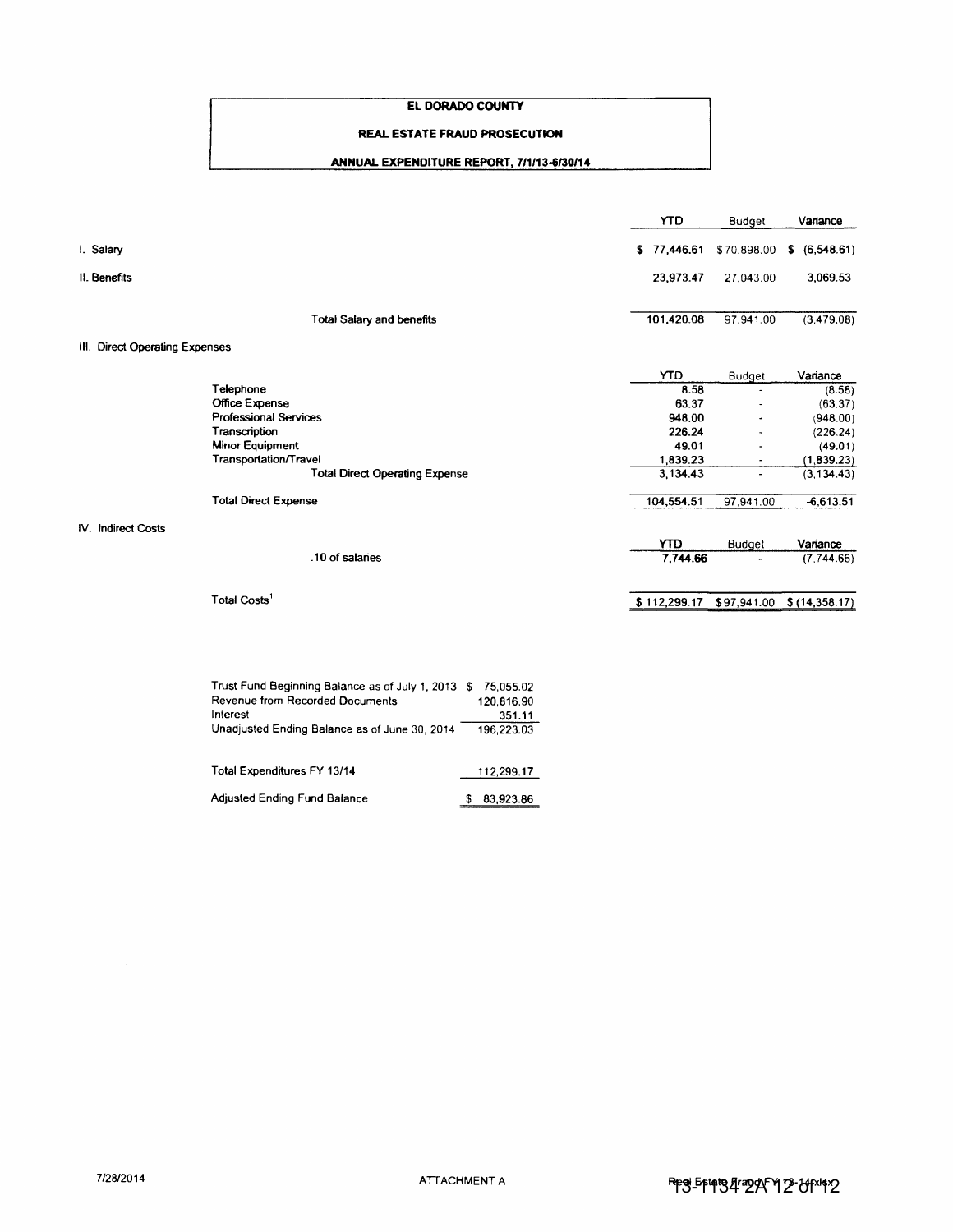**EL DORADO COUNTY**

**REAL ESTATE FRAUD PROSECUTION**

**ANNUAL EXPENDITURE REPORT, 7/1/13-6/30/14**

| | | YTD | Budget | Variance |
|---|---|---|---|---|
| I. Salary | | $ 77,446.61 | $70,898.00 | $ (6,548.61) |
| II. Benefits | | 23,973.47 | 27,043.00 | 3,069.53 |
| | Total Salary and benefits | 101,420.08 | 97,941.00 | (3,479.08) |
| III. Direct Operating Expenses | | | | |
| | | YTD | Budget | Variance |
| | Telephone | 8.58 | - | (8.58) |
| | Office Expense | 63.37 | - | (63.37) |
| | Professional Services | 948.00 | - | (948.00) |
| | Transcription | 226.24 | - | (226.24) |
| | Minor Equipment | 49.01 | - | (49.01) |
| | Transportation/Travel | 1,839.23 | - | (1,839.23) |
| | Total Direct Operating Expense | 3,134.43 | - | (3,134.43) |
| | Total Direct Expense | 104,554.51 | 97,941.00 | -6,613.51 |
| IV. Indirect Costs | | | | |
| | | YTD | Budget | Variance |
| | .10 of salaries | 7,744.66 | - | (7,744.66) |
| | Total Costs[1] | $ 112,299.17 | $97,941.00 | $ (14,358.17) |

| | |
|---|---|
| Trust Fund Beginning Balance as of July 1, 2013 | $ 75,055.02 |
| Revenue from Recorded Documents | 120,816.90 |
| Interest | 351.11 |
| Unadjusted Ending Balance as of June 30, 2014 | 196,223.03 |
| Total Expenditures FY 13/14 | 112,299.17 |
| Adjusted Ending Fund Balance | $ 83,923.86 |

7/28/2014 ATTACHMENT A Real Estate Fraud FY 13-14.xlsx

13-1134 2A 12 of 12